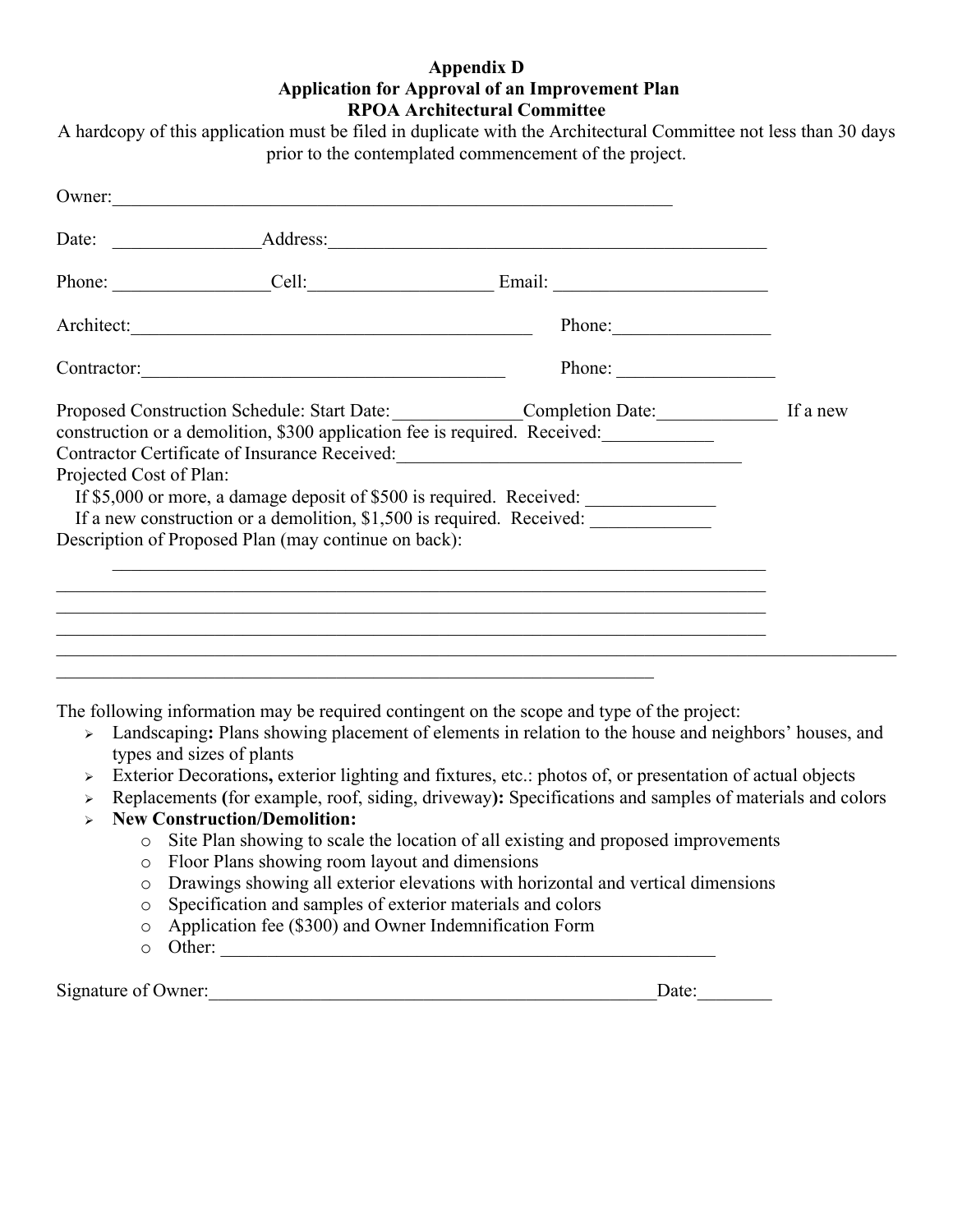**Appendix D**
**Application for Approval of an Improvement Plan**
**RPOA Architectural Committee**

A hardcopy of this application must be filed in duplicate with the Architectural Committee not less than 30 days prior to the contemplated commencement of the project.

Owner:_______________________________________________________________

Date: _______________Address:_________________________________________________

Phone: ________________Cell:__________________ Email: _______________________

Architect:____________________________________________ Phone:________________

Contractor:____________________________________ Phone: ________________

Proposed Construction Schedule: Start Date:_____________Completion Date:_____________ If a new construction or a demolition, $300 application fee is required. Received:___________

Contractor Certificate of Insurance Received:______________________________________

Projected Cost of Plan:

If $5,000 or more, a damage deposit of $500 is required. Received: ______________

If a new construction or a demolition, $1,500 is required. Received: _____________

Description of Proposed Plan (may continue on back):

________________________________________________________________________

________________________________________________________________________

________________________________________________________________________

________________________________________________________________________

________________________________________________________________________

________________________________________________________________________

The following information may be required contingent on the scope and type of the project:

- Landscaping**:** Plans showing placement of elements in relation to the house and neighbors' houses, and types and sizes of plants
- Exterior Decorations**,** exterior lighting and fixtures, etc.: photos of, or presentation of actual objects
- Replacements **(**for example, roof, siding, driveway**):** Specifications and samples of materials and colors
- **New Construction/Demolition:**
  - Site Plan showing to scale the location of all existing and proposed improvements
  - Floor Plans showing room layout and dimensions
  - Drawings showing all exterior elevations with horizontal and vertical dimensions
  - Specification and samples of exterior materials and colors
  - Application fee ($300) and Owner Indemnification Form
  - Other: _______________________________________________________

Signature of Owner:_________________________________________________Date:________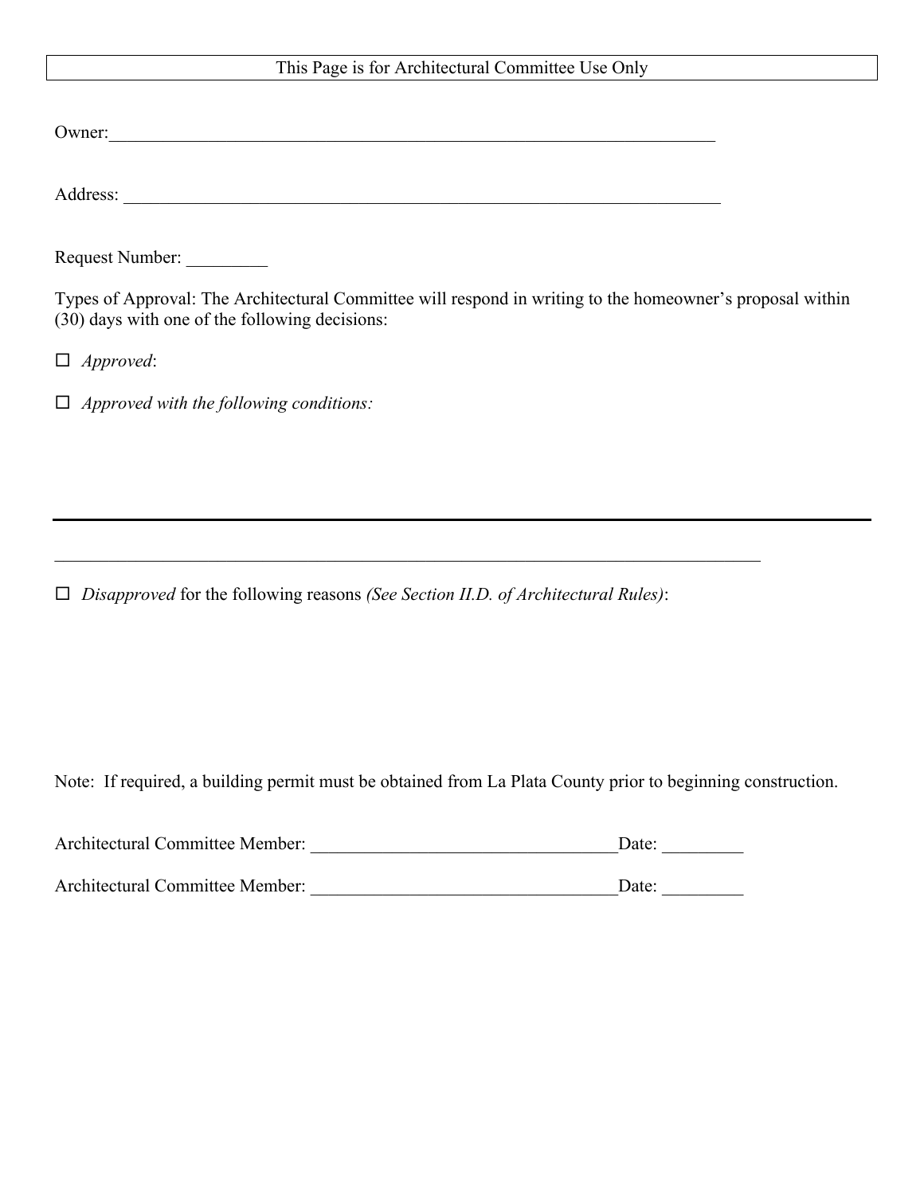This Page is for Architectural Committee Use Only

Owner:_______________________________________________________________________

Address: _____________________________________________________________________

Request Number: _________

Types of Approval: The Architectural Committee will respond in writing to the homeowner's proposal within (30) days with one of the following decisions:

☐ *Approved*:

☐ *Approved with the following conditions:*

---

_________________________________________________________________________________

☐ *Disapproved* for the following reasons *(See Section II.D. of Architectural Rules)*:

Note: If required, a building permit must be obtained from La Plata County prior to beginning construction.

Architectural Committee Member: ___________________________________Date: _________

Architectural Committee Member: ___________________________________Date: _________